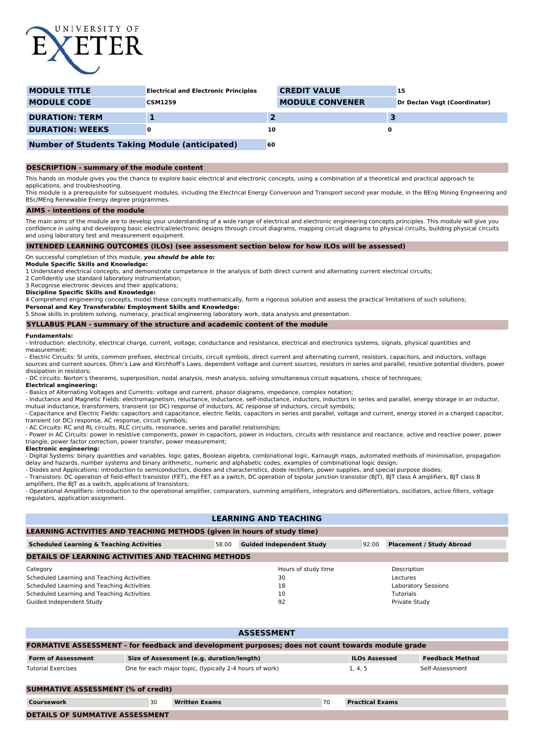| MODULE TITLE | Electrical and Electronic Principles | CREDIT VALUE | 15 |
|---|---|---|---|
| MODULE CODE | CSM1259 | MODULE CONVENER | Dr Declan Vogt (Coordinator) |

| DURATION: TERM | 1 | 2 | 3 |
|---|---|---|---|
| DURATION: WEEKS | 0 | 10 | 0 |

| Number of Students Taking Module (anticipated) | 60 |
|---|---|

## DESCRIPTION - summary of the module content

This hands on module gives you the chance to explore basic electrical and electronic concepts, using a combination of a theoretical and practical approach to applications, and troubleshooting.
This module is a prerequisite for subsequent modules, including the Electrical Energy Conversion and Transport second year module, in the BEng Mining Engineering and BSc/MEng Renewable Energy degree programmes.

## AIMS - intentions of the module

The main aims of the module are to develop your understanding of a wide range of electrical and electronic engineering concepts principles. This module will give you confidence in using and developing basic electrical/electronic designs through circuit diagrams, mapping circuit diagrams to physical circuits, building physical circuits and using laboratory test and measurement equipment.

## INTENDED LEARNING OUTCOMES (ILOs) (see assessment section below for how ILOs will be assessed)

On successful completion of this module, ***you should be able to:***

**Module Specific Skills and Knowledge:**

1 Understand electrical concepts, and demonstrate competence in the analysis of both direct current and alternating current electrical circuits;
2 Confidently use standard laboratory instrumentation;
3 Recognise electronic devices and their applications;

**Discipline Specific Skills and Knowledge:**

4 Comprehend engineering concepts, model these concepts mathematically, form a rigorous solution and assess the practical limitations of such solutions;

**Personal and Key Transferable/ Employment Skills and Knowledge:**

5 Show skills in problem solving, numeracy, practical engineering laboratory work, data analysis and presentation.

## SYLLABUS PLAN - summary of the structure and academic content of the module

**Fundamentals:**

- Introduction: electricity, electrical charge, current, voltage, conductance and resistance, electrical and electronics systems, signals, physical quantities and measurement;
- Electric Circuits: SI units, common prefixes, electrical circuits, circuit symbols, direct current and alternating current, resistors, capacitors, and inductors, voltage sources and current sources. Ohm's Law and Kirchhoff's Laws, dependent voltage and current sources, resistors in series and parallel, resistive potential dividers, power dissipation in resistors;
- DC circuits: Norton's theorems, superposition, nodal analysis, mesh analysis, solving simultaneous circuit equations, choice of techniques;

**Electrical engineering:**

- Basics of Alternating Voltages and Currents: voltage and current, phasor diagrams, impedance, complex notation;
- Inductance and Magnetic Fields: electromagnetism, reluctance, inductance, self-inductance, inductors, inductors in series and parallel, energy storage in an inductor, mutual inductance, transformers, transient (or DC) response of inductors, AC response of inductors, circuit symbols;
- Capacitance and Electric Fields: capacitors and capacitance, electric fields, capacitors in series and parallel, voltage and current, energy stored in a charged capacitor, transient (or DC) response, AC response, circuit symbols;
- AC Circuits: RC and RL circuits, RLC circuits, resonance, series and parallel relationships;
- Power in AC Circuits: power in resistive components, power in capacitors, power in inductors, circuits with resistance and reactance, active and reactive power, power triangle, power factor correction, power transfer, power measurement;

**Electronic engineering:**

- Digital Systems: binary quantities and variables, logic gates, Boolean algebra, combinational logic, Karnaugh maps, automated methods of minimisation, propagation delay and hazards, number systems and binary arithmetic, numeric and alphabetic codes, examples of combinational logic design;
- Diodes and Applications: introduction to semiconductors, diodes and characteristics, diode rectifiers, power supplies, and special purpose diodes;
- Transistors: DC operation of field-effect transistor (FET), the FET as a switch, DC operation of bipolar junction transistor (BJT), BJT class A amplifiers, BJT class B amplifiers, the BJT as a switch, applications of transistors;
- Operational Amplifiers: introduction to the operational amplifier, comparators, summing amplifiers, integrators and differentiators, oscillators, active filters, voltage regulators, application assignment.

## LEARNING AND TEACHING

### LEARNING ACTIVITIES AND TEACHING METHODS (given in hours of study time)

| Scheduled Learning & Teaching Activities | 58.00 | Guided Independent Study | 92.00 | Placement / Study Abroad | |
|---|---|---|---|---|---|

### DETAILS OF LEARNING ACTIVITIES AND TEACHING METHODS

| Category | Hours of study time | Description |
|---|---|---|
| Scheduled Learning and Teaching Activities | 30 | Lectures |
| Scheduled Learning and Teaching Activities | 18 | Laboratory Sessions |
| Scheduled Learning and Teaching Activities | 10 | Tutorials |
| Guided Independent Study | 92 | Private Study |

## ASSESSMENT

### FORMATIVE ASSESSMENT - for feedback and development purposes; does not count towards module grade

| Form of Assessment | Size of Assessment (e.g. duration/length) | ILOs Assessed | Feedback Method |
|---|---|---|---|
| Tutorial Exercises | One for each major topic, (typically 2-4 hours of work) | 1, 4, 5 | Self-Assessment |

### SUMMATIVE ASSESSMENT (% of credit)

| Coursework | 30 | Written Exams | 70 | Practical Exams | |
|---|---|---|---|---|---|

### DETAILS OF SUMMATIVE ASSESSMENT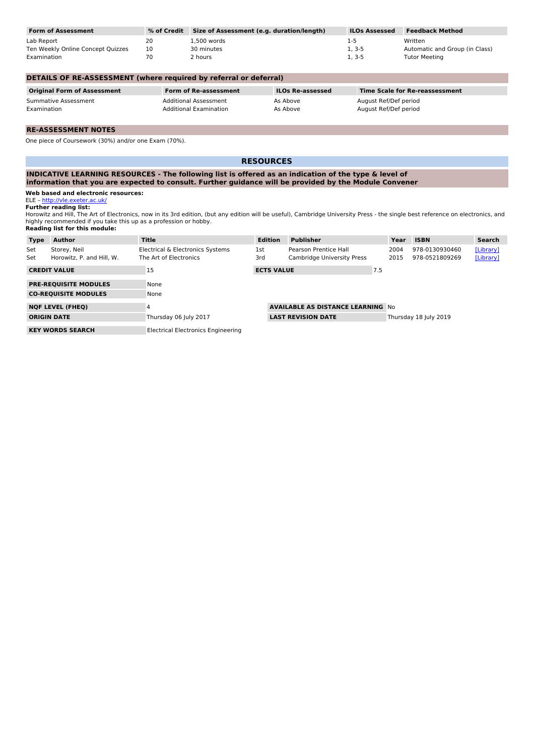| Form of Assessment | % of Credit | Size of Assessment (e.g. duration/length) | ILOs Assessed | Feedback Method |
|---|---|---|---|---|
| Lab Report | 20 | 1,500 words | 1-5 | Written |
| Ten Weekly Online Concept Quizzes | 10 | 30 minutes | 1, 3-5 | Automatic and Group (in Class) |
| Examination | 70 | 2 hours | 1, 3-5 | Tutor Meeting |

## DETAILS OF RE-ASSESSMENT (where required by referral or deferral)

| Original Form of Assessment | Form of Re-assessment | ILOs Re-assessed | Time Scale for Re-reassessment |
|---|---|---|---|
| Summative Assessment | Additional Assessment | As Above | August Ref/Def period |
| Examination | Additional Examination | As Above | August Ref/Def period |

## RE-ASSESSMENT NOTES

One piece of Coursework (30%) and/or one Exam (70%).

## RESOURCES

### INDICATIVE LEARNING RESOURCES - The following list is offered as an indication of the type & level of information that you are expected to consult. Further guidance will be provided by the Module Convener

**Web based and electronic resources:**

ELE – http://vle.exeter.ac.uk/

**Further reading list:**

Horowitz and Hill, The Art of Electronics, now in its 3rd edition, (but any edition will be useful), Cambridge University Press - the single best reference on electronics, and highly recommended if you take this up as a profession or hobby.

**Reading list for this module:**

| Type | Author | Title | Edition | Publisher | Year | ISBN | Search |
|---|---|---|---|---|---|---|---|
| Set | Storey, Neil | Electrical & Electronics Systems | 1st | Pearson Prentice Hall | 2004 | 978-0130930460 | [Library] |
| Set | Horowitz, P. and Hill, W. | The Art of Electronics | 3rd | Cambridge University Press | 2015 | 978-0521809269 | [Library] |

| | | | |
|---|---|---|---|
| **CREDIT VALUE** | 15 | **ECTS VALUE** | 7.5 |
| **PRE-REQUISITE MODULES** | None | | |
| **CO-REQUISITE MODULES** | None | | |
| **NQF LEVEL (FHEQ)** | 4 | **AVAILABLE AS DISTANCE LEARNING** | No |
| **ORIGIN DATE** | Thursday 06 July 2017 | **LAST REVISION DATE** | Thursday 18 July 2019 |
| **KEY WORDS SEARCH** | Electrical Electronics Engineering | | |